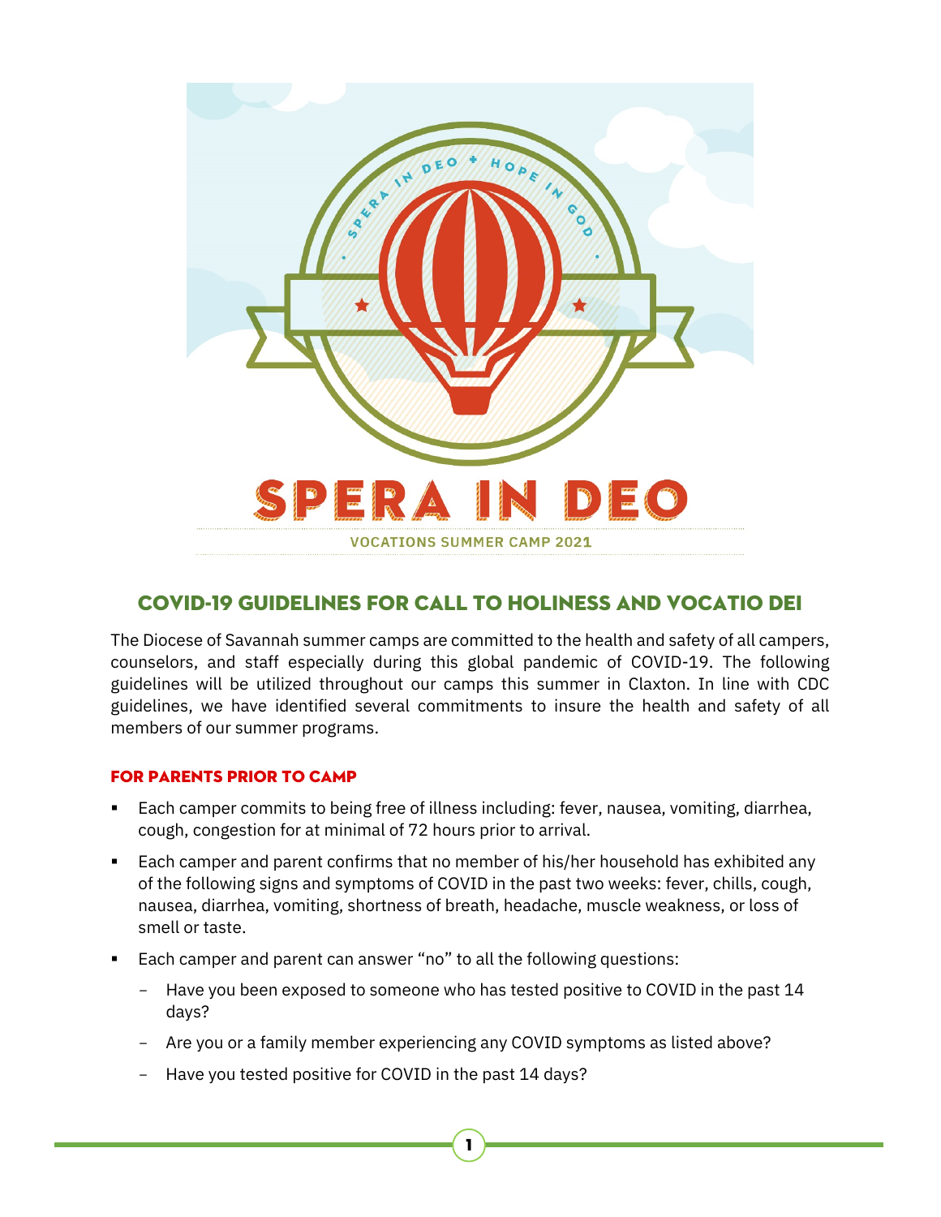SPERA IN DEO + HOPE IN GOD

# SPERA IN DEO

VOCATIONS SUMMER CAMP 2021

## COVID-19 GUIDELINES FOR CALL TO HOLINESS AND VOCATIO DEI

The Diocese of Savannah summer camps are committed to the health and safety of all campers, counselors, and staff especially during this global pandemic of COVID-19. The following guidelines will be utilized throughout our camps this summer in Claxton. In line with CDC guidelines, we have identified several commitments to insure the health and safety of all members of our summer programs.

### FOR PARENTS PRIOR TO CAMP

- Each camper commits to being free of illness including: fever, nausea, vomiting, diarrhea, cough, congestion for at minimal of 72 hours prior to arrival.
- Each camper and parent confirms that no member of his/her household has exhibited any of the following signs and symptoms of COVID in the past two weeks: fever, chills, cough, nausea, diarrhea, vomiting, shortness of breath, headache, muscle weakness, or loss of smell or taste.
- Each camper and parent can answer "no" to all the following questions:
  - Have you been exposed to someone who has tested positive to COVID in the past 14 days?
  - Are you or a family member experiencing any COVID symptoms as listed above?
  - Have you tested positive for COVID in the past 14 days?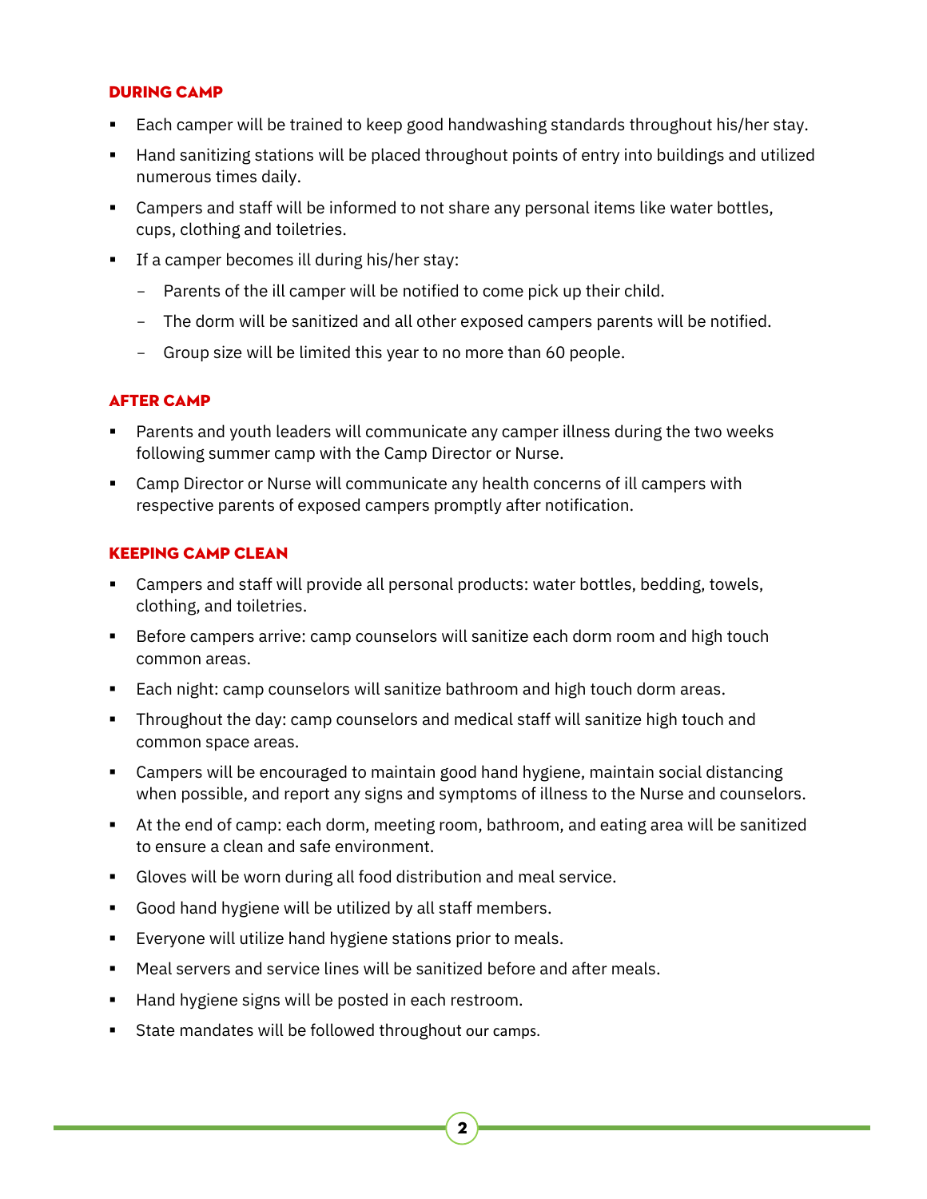## DURING CAMP

- Each camper will be trained to keep good handwashing standards throughout his/her stay.
- Hand sanitizing stations will be placed throughout points of entry into buildings and utilized numerous times daily.
- Campers and staff will be informed to not share any personal items like water bottles, cups, clothing and toiletries.
- If a camper becomes ill during his/her stay:
  - Parents of the ill camper will be notified to come pick up their child.
  - The dorm will be sanitized and all other exposed campers parents will be notified.
  - Group size will be limited this year to no more than 60 people.

## AFTER CAMP

- Parents and youth leaders will communicate any camper illness during the two weeks following summer camp with the Camp Director or Nurse.
- Camp Director or Nurse will communicate any health concerns of ill campers with respective parents of exposed campers promptly after notification.

## KEEPING CAMP CLEAN

- Campers and staff will provide all personal products: water bottles, bedding, towels, clothing, and toiletries.
- Before campers arrive: camp counselors will sanitize each dorm room and high touch common areas.
- Each night: camp counselors will sanitize bathroom and high touch dorm areas.
- Throughout the day: camp counselors and medical staff will sanitize high touch and common space areas.
- Campers will be encouraged to maintain good hand hygiene, maintain social distancing when possible, and report any signs and symptoms of illness to the Nurse and counselors.
- At the end of camp: each dorm, meeting room, bathroom, and eating area will be sanitized to ensure a clean and safe environment.
- Gloves will be worn during all food distribution and meal service.
- Good hand hygiene will be utilized by all staff members.
- Everyone will utilize hand hygiene stations prior to meals.
- Meal servers and service lines will be sanitized before and after meals.
- Hand hygiene signs will be posted in each restroom.
- State mandates will be followed throughout our camps.